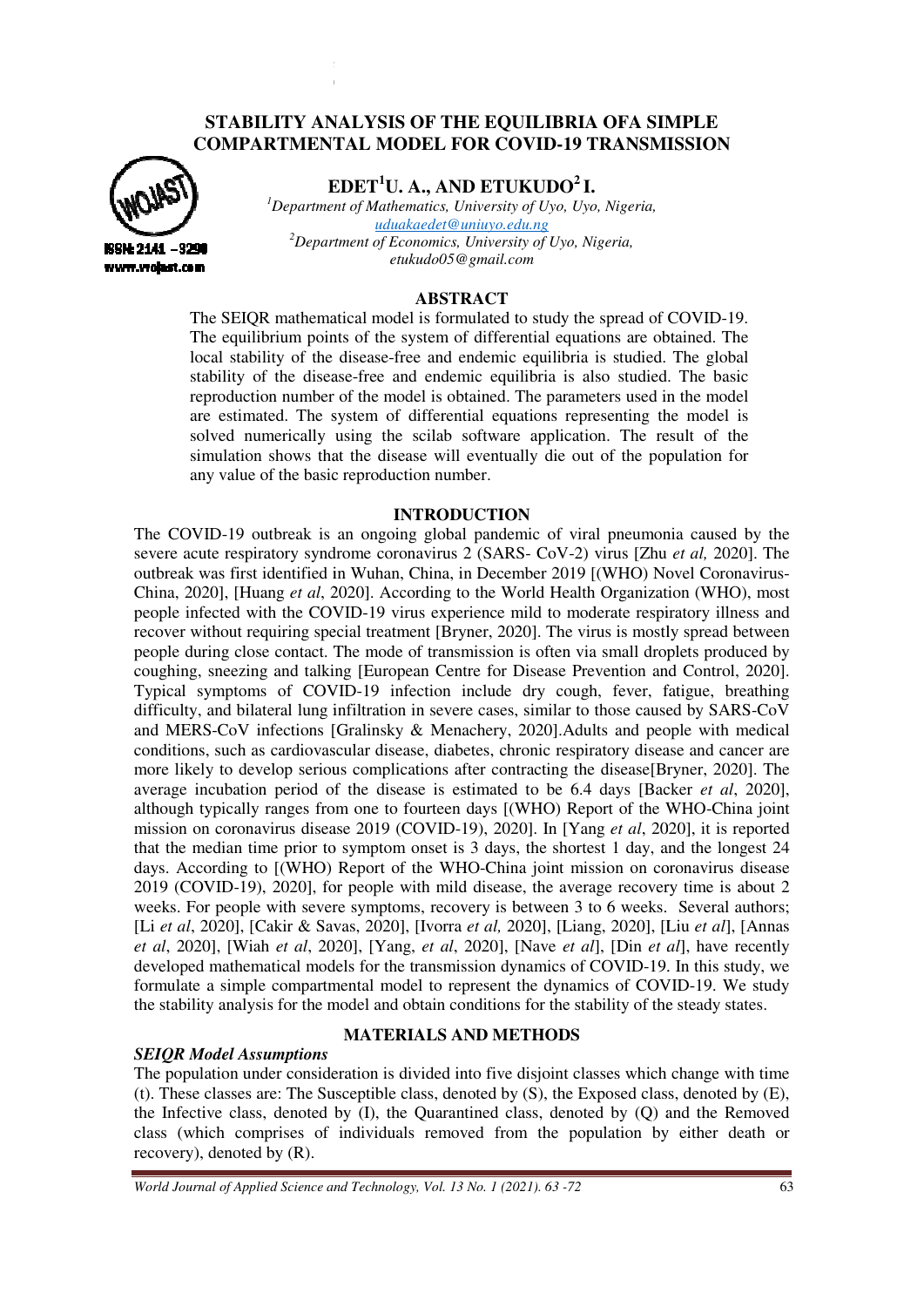# STABILITY ANALYSIS OF THE EQUILIBRIA OFA SIMPLE COMPARTMENTAL MODEL FOR COVID-19 TRANSMISSION

**EDET[1]U. A., AND ETUKUDO[2] I.**

[1]*Department of Mathematics, University of Uyo, Uyo, Nigeria,*
*uduakaedet@uniuyo.edu.ng*
[2]*Department of Economics, University of Uyo, Nigeria,*
*etukudo05@gmail.com*

## ABSTRACT

The SEIQR mathematical model is formulated to study the spread of COVID-19. The equilibrium points of the system of differential equations are obtained. The local stability of the disease-free and endemic equilibria is studied. The global stability of the disease-free and endemic equilibria is also studied. The basic reproduction number of the model is obtained. The parameters used in the model are estimated. The system of differential equations representing the model is solved numerically using the scilab software application. The result of the simulation shows that the disease will eventually die out of the population for any value of the basic reproduction number.

## INTRODUCTION

The COVID-19 outbreak is an ongoing global pandemic of viral pneumonia caused by the severe acute respiratory syndrome coronavirus 2 (SARS- CoV-2) virus [Zhu *et al,* 2020]. The outbreak was first identified in Wuhan, China, in December 2019 [(WHO) Novel Coronavirus-China, 2020], [Huang *et al*, 2020]. According to the World Health Organization (WHO), most people infected with the COVID-19 virus experience mild to moderate respiratory illness and recover without requiring special treatment [Bryner, 2020]. The virus is mostly spread between people during close contact. The mode of transmission is often via small droplets produced by coughing, sneezing and talking [European Centre for Disease Prevention and Control, 2020]. Typical symptoms of COVID-19 infection include dry cough, fever, fatigue, breathing difficulty, and bilateral lung infiltration in severe cases, similar to those caused by SARS-CoV and MERS-CoV infections [Gralinsky & Menachery, 2020].Adults and people with medical conditions, such as cardiovascular disease, diabetes, chronic respiratory disease and cancer are more likely to develop serious complications after contracting the disease[Bryner, 2020]. The average incubation period of the disease is estimated to be 6.4 days [Backer *et al*, 2020], although typically ranges from one to fourteen days [(WHO) Report of the WHO-China joint mission on coronavirus disease 2019 (COVID-19), 2020]. In [Yang *et al*, 2020], it is reported that the median time prior to symptom onset is 3 days, the shortest 1 day, and the longest 24 days. According to [(WHO) Report of the WHO-China joint mission on coronavirus disease 2019 (COVID-19), 2020], for people with mild disease, the average recovery time is about 2 weeks. For people with severe symptoms, recovery is between 3 to 6 weeks. Several authors; [Li *et al*, 2020], [Cakir & Savas, 2020], [Ivorra *et al,* 2020], [Liang, 2020], [Liu *et al*], [Annas *et al*, 2020], [Wiah *et al*, 2020], [Yang, *et al*, 2020], [Nave *et al*], [Din *et al*], have recently developed mathematical models for the transmission dynamics of COVID-19. In this study, we formulate a simple compartmental model to represent the dynamics of COVID-19. We study the stability analysis for the model and obtain conditions for the stability of the steady states.

## MATERIALS AND METHODS

### *SEIQR Model Assumptions*

The population under consideration is divided into five disjoint classes which change with time (t). These classes are: The Susceptible class, denoted by (S), the Exposed class, denoted by (E), the Infective class, denoted by (I), the Quarantined class, denoted by (Q) and the Removed class (which comprises of individuals removed from the population by either death or recovery), denoted by (R).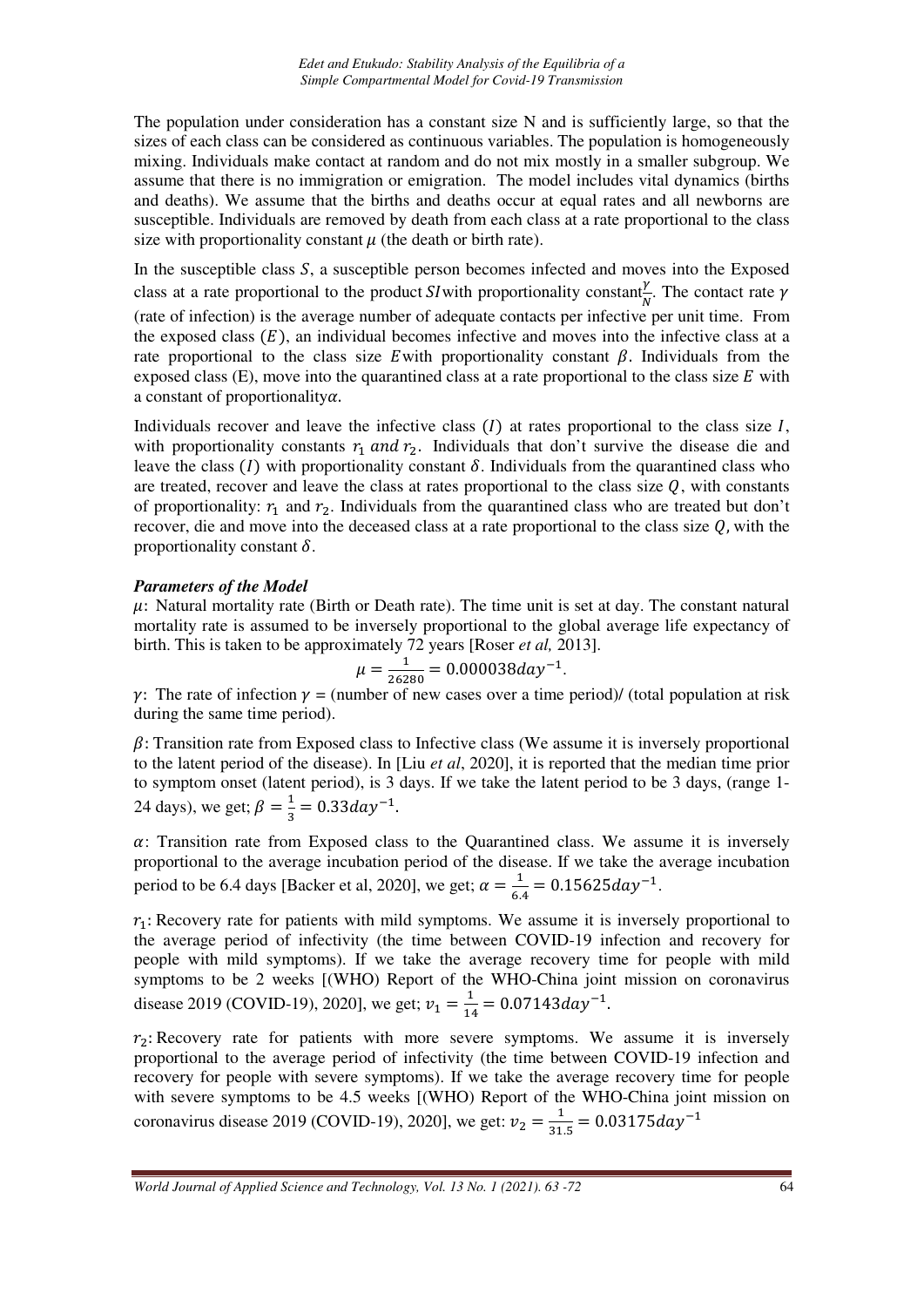The population under consideration has a constant size N and is sufficiently large, so that the sizes of each class can be considered as continuous variables. The population is homogeneously mixing. Individuals make contact at random and do not mix mostly in a smaller subgroup. We assume that there is no immigration or emigration. The model includes vital dynamics (births and deaths). We assume that the births and deaths occur at equal rates and all newborns are susceptible. Individuals are removed by death from each class at a rate proportional to the class size with proportionality constant $\mu$ (the death or birth rate).

In the susceptible class $S$, a susceptible person becomes infected and moves into the Exposed class at a rate proportional to the product $SI$ with proportionality constant $\frac{\gamma}{N}$. The contact rate $\gamma$ (rate of infection) is the average number of adequate contacts per infective per unit time. From the exposed class $(E)$, an individual becomes infective and moves into the infective class at a rate proportional to the class size $E$ with proportionality constant $\beta$. Individuals from the exposed class (E), move into the quarantined class at a rate proportional to the class size $E$ with a constant of proportionality $\alpha$.

Individuals recover and leave the infective class $(I)$ at rates proportional to the class size $I$, with proportionality constants $r_1$ and $r_2$. Individuals that don't survive the disease die and leave the class $(I)$ with proportionality constant $\delta$. Individuals from the quarantined class who are treated, recover and leave the class at rates proportional to the class size $Q$, with constants of proportionality: $r_1$ and $r_2$. Individuals from the quarantined class who are treated but don't recover, die and move into the deceased class at a rate proportional to the class size $Q$, with the proportionality constant $\delta$.

***Parameters of the Model***

$\mu$: Natural mortality rate (Birth or Death rate). The time unit is set at day. The constant natural mortality rate is assumed to be inversely proportional to the global average life expectancy of birth. This is taken to be approximately 72 years [Roser *et al,* 2013].

$$\mu = \frac{1}{26280} = 0.000038 day^{-1}.$$

$\gamma$: The rate of infection $\gamma$ = (number of new cases over a time period)/ (total population at risk during the same time period).

$\beta$: Transition rate from Exposed class to Infective class (We assume it is inversely proportional to the latent period of the disease). In [Liu *et al*, 2020], it is reported that the median time prior to symptom onset (latent period), is 3 days. If we take the latent period to be 3 days, (range 1-24 days), we get; $\beta = \frac{1}{3} = 0.33 day^{-1}$.

$\alpha$: Transition rate from Exposed class to the Quarantined class. We assume it is inversely proportional to the average incubation period of the disease. If we take the average incubation period to be 6.4 days [Backer et al, 2020], we get; $\alpha = \frac{1}{6.4} = 0.15625 day^{-1}$.

$r_1$: Recovery rate for patients with mild symptoms. We assume it is inversely proportional to the average period of infectivity (the time between COVID-19 infection and recovery for people with mild symptoms). If we take the average recovery time for people with mild symptoms to be 2 weeks [(WHO) Report of the WHO-China joint mission on coronavirus disease 2019 (COVID-19), 2020], we get; $v_1 = \frac{1}{14} = 0.07143 day^{-1}$.

$r_2$: Recovery rate for patients with more severe symptoms. We assume it is inversely proportional to the average period of infectivity (the time between COVID-19 infection and recovery for people with severe symptoms). If we take the average recovery time for people with severe symptoms to be 4.5 weeks [(WHO) Report of the WHO-China joint mission on coronavirus disease 2019 (COVID-19), 2020], we get: $v_2 = \frac{1}{31.5} = 0.03175 day^{-1}$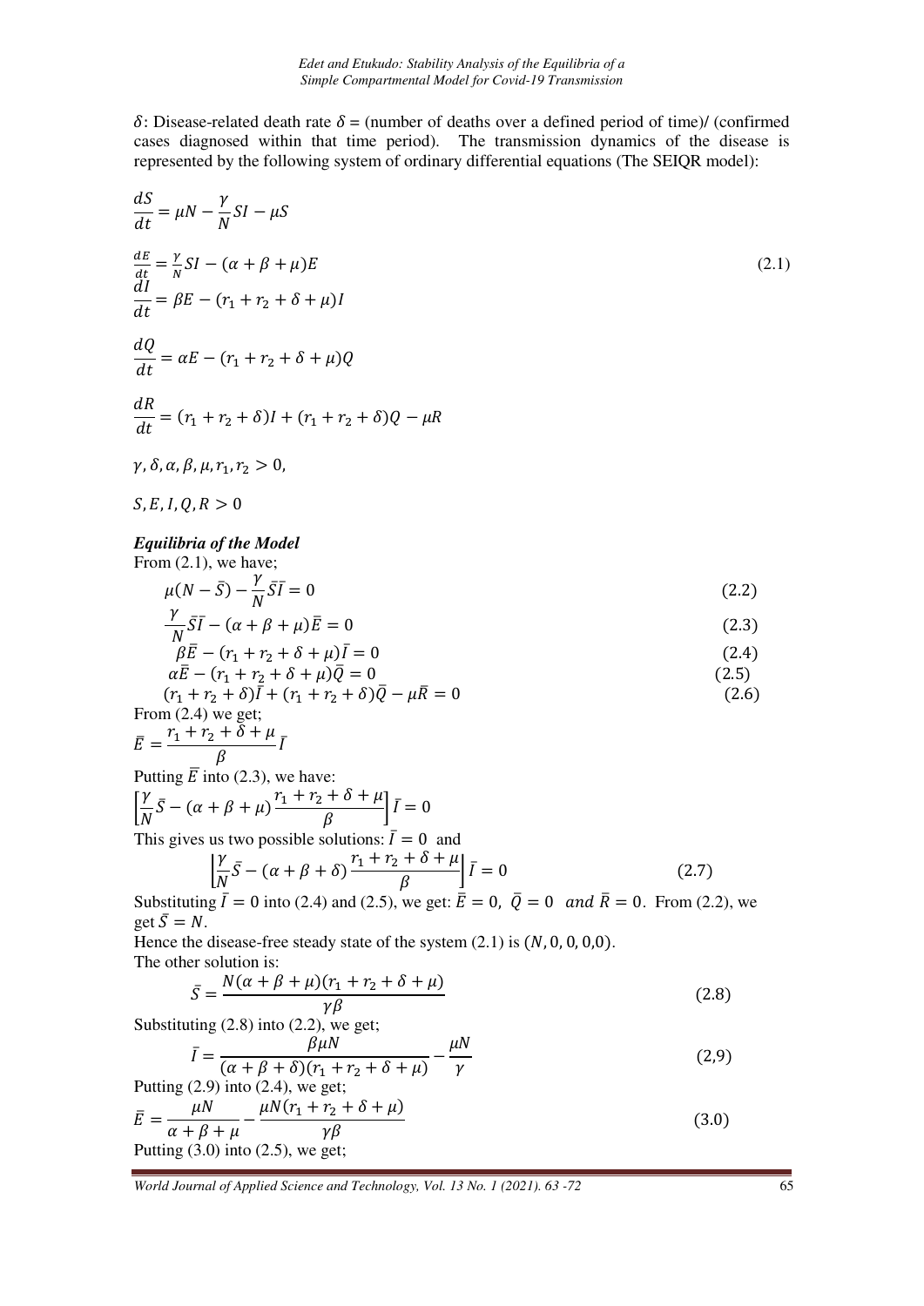$\delta$: Disease-related death rate $\delta$ = (number of deaths over a defined period of time)/ (confirmed cases diagnosed within that time period). The transmission dynamics of the disease is represented by the following system of ordinary differential equations (The SEIQR model):

$$\frac{dS}{dt} = \mu N - \frac{\gamma}{N}SI - \mu S$$

$$\frac{dE}{dt} = \frac{\gamma}{N}SI - (\alpha + \beta + \mu)E \tag{2.1}$$

$$\frac{dI}{dt} = \beta E - (r_1 + r_2 + \delta + \mu)I$$

$$\frac{dQ}{dt} = \alpha E - (r_1 + r_2 + \delta + \mu)Q$$

$$\frac{dR}{dt} = (r_1 + r_2 + \delta)I + (r_1 + r_2 + \delta)Q - \mu R$$

$\gamma, \delta, \alpha, \beta, \mu, r_1, r_2 > 0,$

$S, E, I, Q, R > 0$

***Equilibria of the Model***

From (2.1), we have;

$$\mu(N - \bar{S}) - \frac{\gamma}{N}\bar{S}\bar{I} = 0 \tag{2.2}$$

$$\frac{\gamma}{N}\bar{S}\bar{I} - (\alpha + \beta + \mu)\bar{E} = 0 \tag{2.3}$$

$$\beta\bar{E} - (r_1 + r_2 + \delta + \mu)\bar{I} = 0 \tag{2.4}$$

$$\alpha\bar{E} - (r_1 + r_2 + \delta + \mu)\bar{Q} = 0 \tag{2.5}$$

$$(r_1 + r_2 + \delta)\bar{I} + (r_1 + r_2 + \delta)\bar{Q} - \mu\bar{R} = 0 \tag{2.6}$$

From (2.4) we get;

$$\bar{E} = \frac{r_1 + r_2 + \delta + \mu}{\beta}\bar{I}$$

Putting $\bar{E}$ into (2.3), we have:

$$\left[\frac{\gamma}{N}\bar{S} - (\alpha + \beta + \mu)\frac{r_1 + r_2 + \delta + \mu}{\beta}\right]\bar{I} = 0$$

This gives us two possible solutions: $\bar{I} = 0$ and

$$\left[\frac{\gamma}{N}\bar{S} - (\alpha + \beta + \delta)\frac{r_1 + r_2 + \delta + \mu}{\beta}\right]\bar{I} = 0 \tag{2.7}$$

Substituting $\bar{I} = 0$ into (2.4) and (2.5), we get: $\bar{E} = 0,\ \bar{Q} = 0\ \ and\ \bar{R} = 0$. From (2.2), we get $\bar{S} = N$.

Hence the disease-free steady state of the system (2.1) is $(N, 0, 0, 0, 0)$.

The other solution is:

$$\bar{S} = \frac{N(\alpha + \beta + \mu)(r_1 + r_2 + \delta + \mu)}{\gamma\beta} \tag{2.8}$$

Substituting (2.8) into (2.2), we get;

$$\bar{I} = \frac{\beta\mu N}{(\alpha + \beta + \delta)(r_1 + r_2 + \delta + \mu)} - \frac{\mu N}{\gamma} \tag{2,9}$$

Putting (2.9) into (2.4), we get;

$$\bar{E} = \frac{\mu N}{\alpha + \beta + \mu} - \frac{\mu N(r_1 + r_2 + \delta + \mu)}{\gamma\beta} \tag{3.0}$$

Putting (3.0) into (2.5), we get;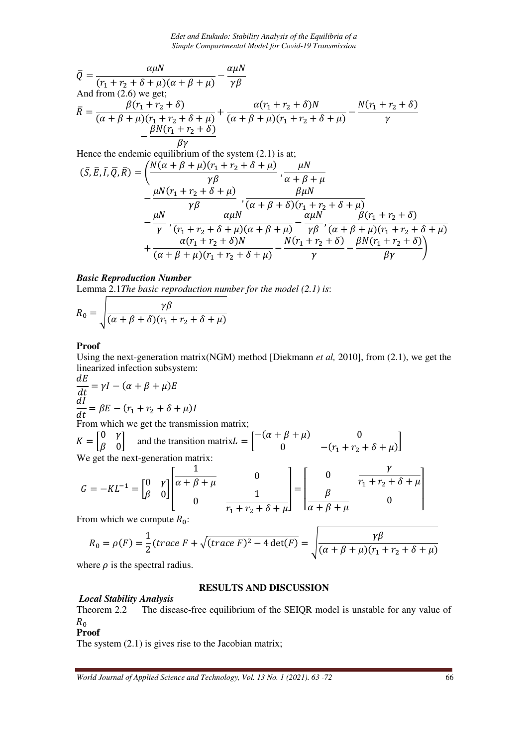$$\bar{Q} = \frac{\alpha\mu N}{(r_1 + r_2 + \delta + \mu)(\alpha + \beta + \mu)} - \frac{\alpha\mu N}{\gamma\beta}$$

And from (2.6) we get;

$$\bar{R} = \frac{\beta(r_1 + r_2 + \delta)}{(\alpha + \beta + \mu)(r_1 + r_2 + \delta + \mu)} + \frac{\alpha(r_1 + r_2 + \delta)N}{(\alpha + \beta + \mu)(r_1 + r_2 + \delta + \mu)} - \frac{N(r_1 + r_2 + \delta)}{\gamma} - \frac{\beta N(r_1 + r_2 + \delta)}{\beta\gamma}$$

Hence the endemic equilibrium of the system (2.1) is at;

$$(\bar{S}, \bar{E}, \bar{I}, \bar{Q}, \bar{R}) = \left(\frac{N(\alpha + \beta + \mu)(r_1 + r_2 + \delta + \mu)}{\gamma\beta}, \frac{\mu N}{\alpha + \beta + \mu} - \frac{\mu N(r_1 + r_2 + \delta + \mu)}{\gamma\beta}, \frac{\beta\mu N}{(\alpha + \beta + \delta)(r_1 + r_2 + \delta + \mu)} - \frac{\mu N}{\gamma}, \frac{\alpha\mu N}{(r_1 + r_2 + \delta + \mu)(\alpha + \beta + \mu)} - \frac{\alpha\mu N}{\gamma\beta}, \frac{\beta(r_1 + r_2 + \delta)}{(\alpha + \beta + \mu)(r_1 + r_2 + \delta + \mu)} + \frac{\alpha(r_1 + r_2 + \delta)N}{(\alpha + \beta + \mu)(r_1 + r_2 + \delta + \mu)} - \frac{N(r_1 + r_2 + \delta)}{\gamma} - \frac{\beta N(r_1 + r_2 + \delta)}{\beta\gamma}\right)$$

***Basic Reproduction Number***

Lemma 2.1 *The basic reproduction number for the model (2.1) is*:

$$R_0 = \sqrt{\frac{\gamma\beta}{(\alpha + \beta + \delta)(r_1 + r_2 + \delta + \mu)}}$$

**Proof**

Using the next-generation matrix(NGM) method [Diekmann *et al,* 2010], from (2.1), we get the linearized infection subsystem:

$$\frac{dE}{dt} = \gamma I - (\alpha + \beta + \mu)E$$

$$\frac{dI}{dt} = \beta E - (r_1 + r_2 + \delta + \mu)I$$

From which we get the transmission matrix;

$K = \begin{bmatrix} 0 & \gamma \\ \beta & 0 \end{bmatrix}$ and the transition matrix $L = \begin{bmatrix} -(\alpha + \beta + \mu) & 0 \\ 0 & -(r_1 + r_2 + \delta + \mu) \end{bmatrix}$

We get the next-generation matrix:

$$G = -KL^{-1} = \begin{bmatrix} 0 & \gamma \\ \beta & 0 \end{bmatrix} \begin{bmatrix} \frac{1}{\alpha + \beta + \mu} & 0 \\ 0 & \frac{1}{r_1 + r_2 + \delta + \mu} \end{bmatrix} = \begin{bmatrix} 0 & \frac{\gamma}{r_1 + r_2 + \delta + \mu} \\ \frac{\beta}{\alpha + \beta + \mu} & 0 \end{bmatrix}$$

From which we compute $R_0$:

$$R_0 = \rho(F) = \frac{1}{2}\left(trace\ F + \sqrt{(trace\ F)^2 - 4\det(F)}\right) = \sqrt{\frac{\gamma\beta}{(\alpha + \beta + \mu)(r_1 + r_2 + \delta + \mu)}}$$

where $\rho$ is the spectral radius.

## RESULTS AND DISCUSSION

***Local Stability Analysis***

Theorem 2.2 The disease-free equilibrium of the SEIQR model is unstable for any value of $R_0$

**Proof**

The system (2.1) is gives rise to the Jacobian matrix;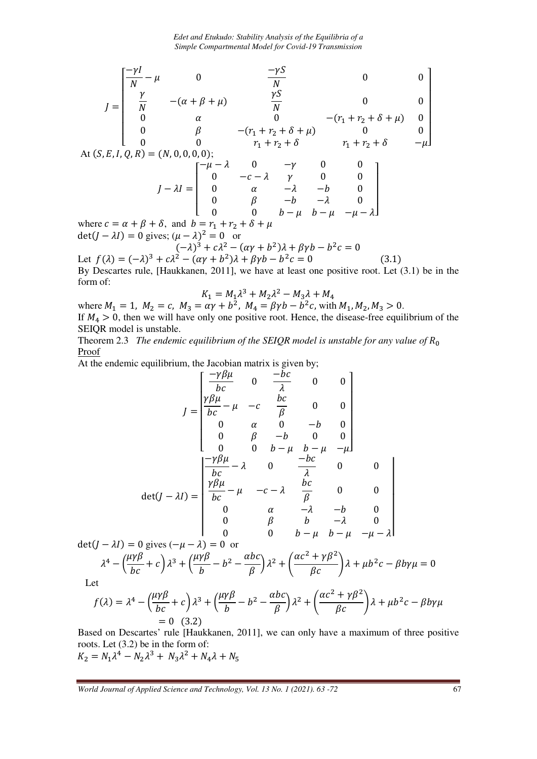$$J = \begin{bmatrix} \frac{-\gamma I}{N} - \mu & 0 & \frac{-\gamma S}{N} & 0 & 0 \\ \frac{\gamma}{N} & -(\alpha+\beta+\mu) & \frac{\gamma S}{N} & 0 & 0 \\ 0 & \alpha & 0 & -(r_1+r_2+\delta+\mu) & 0 \\ 0 & \beta & -(r_1+r_2+\delta+\mu) & 0 & 0 \\ 0 & 0 & r_1+r_2+\delta & r_1+r_2+\delta & -\mu \end{bmatrix}$$

At $(S, E, I, Q, R) = (N, 0, 0, 0, 0)$;

$$J - \lambda I = \begin{bmatrix} -\mu-\lambda & 0 & -\gamma & 0 & 0 \\ 0 & -c-\lambda & \gamma & 0 & 0 \\ 0 & \alpha & -\lambda & -b & 0 \\ 0 & \beta & -b & -\lambda & 0 \\ 0 & 0 & b-\mu & b-\mu & -\mu-\lambda \end{bmatrix}$$

where $c = \alpha + \beta + \delta$, and $b = r_1 + r_2 + \delta + \mu$

$\det(J - \lambda I) = 0$ gives; $(\mu - \lambda)^2 = 0$ or

$$(-\lambda)^3 + c\lambda^2 - (\alpha\gamma + b^2)\lambda + \beta\gamma b - b^2 c = 0$$

Let $f(\lambda) = (-\lambda)^3 + c\lambda^2 - (\alpha\gamma + b^2)\lambda + \beta\gamma b - b^2 c = 0$ (3.1)

By Descartes rule, [Haukkanen, 2011], we have at least one positive root. Let (3.1) be in the form of:

$$K_1 = M_1\lambda^3 + M_2\lambda^2 - M_3\lambda + M_4$$

where $M_1 = 1$, $M_2 = c$, $M_3 = \alpha\gamma + b^2$, $M_4 = \beta\gamma b - b^2 c$, with $M_1, M_2, M_3 > 0$.

If $M_4 > 0$, then we will have only one positive root. Hence, the disease-free equilibrium of the SEIQR model is unstable.

Theorem 2.3 *The endemic equilibrium of the SEIQR model is unstable for any value of* $R_0$

<u>Proof</u>

At the endemic equilibrium, the Jacobian matrix is given by;

$$J = \begin{bmatrix} \frac{-\gamma\beta\mu}{bc} & 0 & \frac{-bc}{\lambda} & 0 & 0 \\ \frac{\gamma\beta\mu}{bc} - \mu & -c & \frac{bc}{\beta} & 0 & 0 \\ 0 & \alpha & 0 & -b & 0 \\ 0 & \beta & -b & 0 & 0 \\ 0 & 0 & b-\mu & b-\mu & -\mu \end{bmatrix}$$

$$\det(J - \lambda I) = \begin{vmatrix} \frac{-\gamma\beta\mu}{bc} - \lambda & 0 & \frac{-bc}{\lambda} & 0 & 0 \\ \frac{\gamma\beta\mu}{bc} - \mu & -c-\lambda & \frac{bc}{\beta} & 0 & 0 \\ 0 & \alpha & -\lambda & -b & 0 \\ 0 & \beta & b & -\lambda & 0 \\ 0 & 0 & b-\mu & b-\mu & -\mu-\lambda \end{vmatrix}$$

$\det(J - \lambda I) = 0$ gives $(-\mu - \lambda) = 0$ or

$$\lambda^4 - \left(\frac{\mu\gamma\beta}{bc} + c\right)\lambda^3 + \left(\frac{\mu\gamma\beta}{b} - b^2 - \frac{\alpha bc}{\beta}\right)\lambda^2 + \left(\frac{\alpha c^2 + \gamma\beta^2}{\beta c}\right)\lambda + \mu b^2 c - \beta b\gamma\mu = 0$$

Let

$$f(\lambda) = \lambda^4 - \left(\frac{\mu\gamma\beta}{bc} + c\right)\lambda^3 + \left(\frac{\mu\gamma\beta}{b} - b^2 - \frac{\alpha bc}{\beta}\right)\lambda^2 + \left(\frac{\alpha c^2 + \gamma\beta^2}{\beta c}\right)\lambda + \mu b^2 c - \beta b\gamma\mu = 0 \quad (3.2)$$

Based on Descartes' rule [Haukkanen, 2011], we can only have a maximum of three positive roots. Let (3.2) be in the form of:

$K_2 = N_1\lambda^4 - N_2\lambda^3 + N_3\lambda^2 + N_4\lambda + N_5$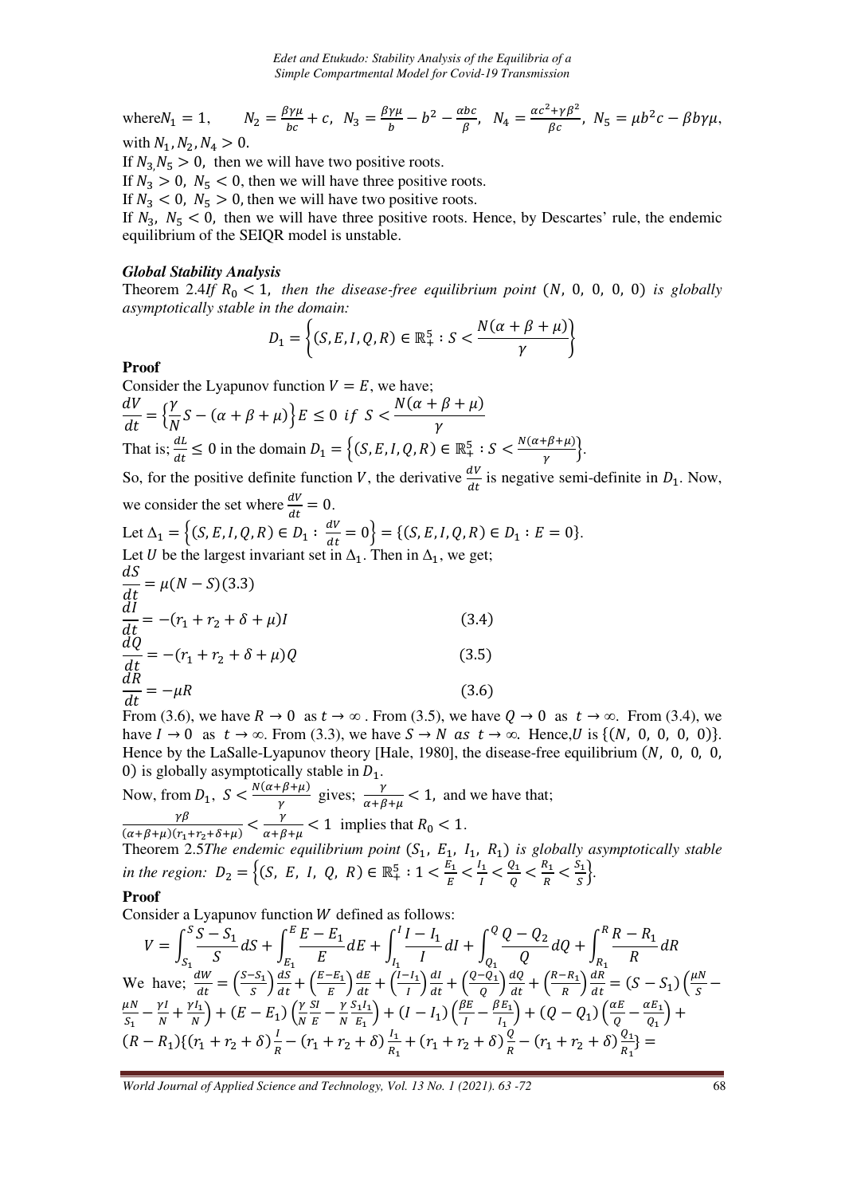where $N_1 = 1$, $\quad N_2 = \frac{\beta\gamma\mu}{bc} + c$, $\; N_3 = \frac{\beta\gamma\mu}{b} - b^2 - \frac{\alpha bc}{\beta}$, $\; N_4 = \frac{\alpha c^2+\gamma\beta^2}{\beta c}$, $\; N_5 = \mu b^2 c - \beta b\gamma\mu$,

with $N_1, N_2, N_4 > 0$.

If $N_3, N_5 > 0$, then we will have two positive roots.

If $N_3 > 0$, $N_5 < 0$, then we will have three positive roots.

If $N_3 < 0$, $N_5 > 0$, then we will have two positive roots.

If $N_3$, $N_5 < 0$, then we will have three positive roots. Hence, by Descartes' rule, the endemic equilibrium of the SEIQR model is unstable.

### *Global Stability Analysis*

Theorem 2.4*If $R_0 < 1$, then the disease-free equilibrium point $(N, 0, 0, 0, 0)$ is globally asymptotically stable in the domain:*

$$D_1 = \left\{(S, E, I, Q, R) \in \mathbb{R}_+^5 : S < \frac{N(\alpha+\beta+\mu)}{\gamma}\right\}$$

**Proof**

Consider the Lyapunov function $V = E$, we have;

$\frac{dV}{dt} = \left\{\frac{\gamma}{N}S - (\alpha+\beta+\mu)\right\}E \le 0 \;\; if \;\; S < \frac{N(\alpha+\beta+\mu)}{\gamma}$

That is; $\frac{dL}{dt} \le 0$ in the domain $D_1 = \left\{(S, E, I, Q, R) \in \mathbb{R}_+^5 : S < \frac{N(\alpha+\beta+\mu)}{\gamma}\right\}$.

So, for the positive definite function $V$, the derivative $\frac{dV}{dt}$ is negative semi-definite in $D_1$. Now, we consider the set where $\frac{dV}{dt} = 0$.

Let $\Delta_1 = \left\{(S, E, I, Q, R) \in D_1 : \frac{dV}{dt} = 0\right\} = \{(S, E, I, Q, R) \in D_1 : E = 0\}$.

Let $U$ be the largest invariant set in $\Delta_1$. Then in $\Delta_1$, we get;

$$\frac{dS}{dt} = \mu(N - S) \quad (3.3)$$

$$\frac{dI}{dt} = -(r_1 + r_2 + \delta + \mu)I \quad (3.4)$$

$$\frac{dQ}{dt} = -(r_1 + r_2 + \delta + \mu)Q \quad (3.5)$$

$$\frac{dR}{dt} = -\mu R \quad (3.6)$$

From (3.6), we have $R \to 0$ as $t \to \infty$. From (3.5), we have $Q \to 0$ as $t \to \infty$. From (3.4), we have $I \to 0$ as $t \to \infty$. From (3.3), we have $S \to N$ as $t \to \infty$. Hence, $U$ is $\{(N, 0, 0, 0, 0)\}$. Hence by the LaSalle-Lyapunov theory [Hale, 1980], the disease-free equilibrium $(N, 0, 0, 0, 0)$ is globally asymptotically stable in $D_1$.

Now, from $D_1$, $S < \frac{N(\alpha+\beta+\mu)}{\gamma}$ gives; $\frac{\gamma}{\alpha+\beta+\mu} < 1$, and we have that;

$\frac{\gamma\beta}{(\alpha+\beta+\mu)(r_1+r_2+\delta+\mu)} < \frac{\gamma}{\alpha+\beta+\mu} < 1$ implies that $R_0 < 1$.

Theorem 2.5*The endemic equilibrium point $(S_1, E_1, I_1, R_1)$ is globally asymptotically stable in the region: $D_2 = \left\{(S, E, I, Q, R) \in \mathbb{R}_+^5 : 1 < \frac{E_1}{E} < \frac{I_1}{I} < \frac{Q_1}{Q} < \frac{R_1}{R} < \frac{S_1}{S}\right\}$.*

**Proof**

Consider a Lyapunov function $W$ defined as follows:

$$V = \int_{S_1}^{S} \frac{S - S_1}{S} dS + \int_{E_1}^{E} \frac{E - E_1}{E} dE + \int_{I_1}^{I} \frac{I - I_1}{I} dI + \int_{Q_1}^{Q} \frac{Q - Q_2}{Q} dQ + \int_{R_1}^{R} \frac{R - R_1}{R} dR$$

We have; $\frac{dW}{dt} = \left(\frac{S-S_1}{S}\right)\frac{dS}{dt} + \left(\frac{E-E_1}{E}\right)\frac{dE}{dt} + \left(\frac{I-I_1}{I}\right)\frac{dI}{dt} + \left(\frac{Q-Q_1}{Q}\right)\frac{dQ}{dt} + \left(\frac{R-R_1}{R}\right)\frac{dR}{dt} = (S - S_1)\left(\frac{\mu N}{S} - \frac{\mu N}{S_1} - \frac{\gamma I}{N} + \frac{\gamma I_1}{N}\right) + (E - E_1)\left(\frac{\gamma}{N}\frac{SI}{E} - \frac{\gamma}{N}\frac{S_1 I_1}{E_1}\right) + (I - I_1)\left(\frac{\beta E}{I} - \frac{\beta E_1}{I_1}\right) + (Q - Q_1)\left(\frac{\alpha E}{Q} - \frac{\alpha E_1}{Q_1}\right) + (R - R_1)\{(r_1 + r_2 + \delta)\frac{I}{R} - (r_1 + r_2 + \delta)\frac{I_1}{R_1} + (r_1 + r_2 + \delta)\frac{Q}{R} - (r_1 + r_2 + \delta)\frac{Q_1}{R_1}\} =$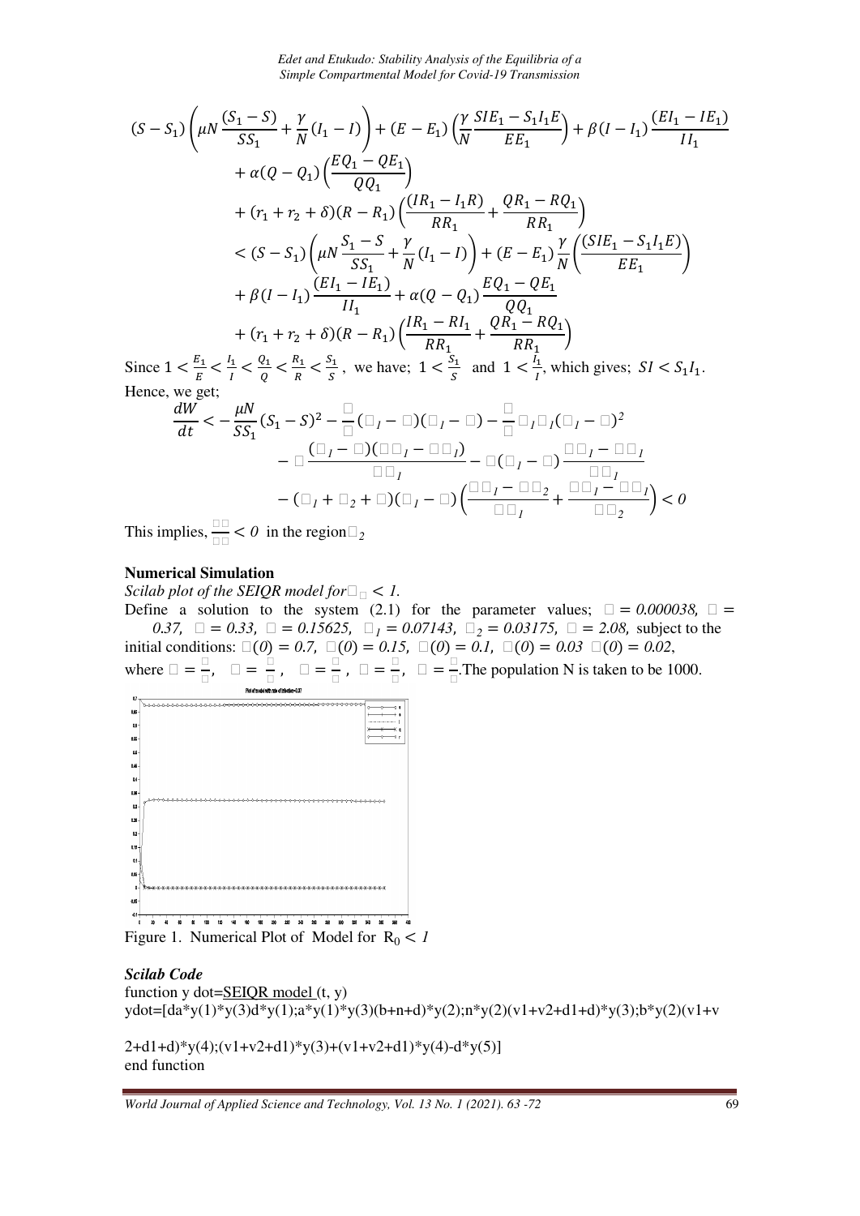$$
\begin{aligned}
&(S-S_1)\left(\mu N\frac{(S_1-S)}{SS_1}+\frac{\gamma}{N}(I_1-I)\right)+(E-E_1)\left(\frac{\gamma}{N}\frac{SIE_1-S_1I_1E}{EE_1}\right)+\beta(I-I_1)\frac{(EI_1-IE_1)}{II_1} \\
&\quad+\alpha(Q-Q_1)\left(\frac{EQ_1-QE_1}{QQ_1}\right) \\
&\quad+(r_1+r_2+\delta)(R-R_1)\left(\frac{(IR_1-I_1R)}{RR_1}+\frac{QR_1-RQ_1}{RR_1}\right) \\
&\quad<(S-S_1)\left(\mu N\frac{S_1-S}{SS_1}+\frac{\gamma}{N}(I_1-I)\right)+(E-E_1)\frac{\gamma}{N}\left(\frac{(SIE_1-S_1I_1E)}{EE_1}\right) \\
&\quad+\beta(I-I_1)\frac{(EI_1-IE_1)}{II_1}+\alpha(Q-Q_1)\frac{EQ_1-QE_1}{QQ_1} \\
&\quad+(r_1+r_2+\delta)(R-R_1)\left(\frac{IR_1-RI_1}{RR_1}+\frac{QR_1-RQ_1}{RR_1}\right)
\end{aligned}
$$

Since $1<\frac{E_1}{E}<\frac{I_1}{I}<\frac{Q_1}{Q}<\frac{R_1}{R}<\frac{S_1}{S}$, we have; $1<\frac{S_1}{S}$ and $1<\frac{I_1}{I}$, which gives; $SI<S_1I_1$.

Hence, we get;

$$
\begin{aligned}
\frac{dW}{dt}<&-\frac{\mu N}{SS_1}(S_1-S)^2-\frac{\gamma}{N}(I_1-I)(S_1-S)-\frac{\gamma}{N}S_1I_1(E_1-E)^2 \\
&-\beta\frac{(I_1-I)(EI_1-IE_1)}{II_1}-\alpha(Q_1-Q)\frac{EQ_1-QE_1}{QQ_1} \\
&-(r_1+r_2+\delta)(R_1-R)\left(\frac{IR_1-RI_2}{RR_1}+\frac{QR_1-RQ_1}{RR_2}\right)<0
\end{aligned}
$$

This implies, $\frac{dW}{dt}<0$ in the region $\Omega_2$

**Numerical Simulation**

*Scilab plot of the SEIQR model for $R_0 < 1$.*

Define a solution to the system (2.1) for the parameter values; $\mu = 0.000038$, $\gamma = 0.37$, $\alpha = 0.33$, $\beta = 0.15625$, $r_1 = 0.07143$, $r_2 = 0.03175$, $\delta = 2.08$, subject to the initial conditions: $s(0) = 0.7$, $e(0) = 0.15$, $i(0) = 0.1$, $q(0) = 0.03$ $r(0) = 0.02$, where $s=\frac{S}{N}$, $e=\frac{E}{N}$, $i=\frac{I}{N}$, $q=\frac{Q}{N}$, $r=\frac{R}{N}$. The population N is taken to be 1000.

Figure 1. Numerical Plot of Model for $R_0 < 1$

***Scilab Code***

```
function y dot=SEIQR model (t, y)
ydot=[da*y(1)*y(3)d*y(1);a*y(1)*y(3)(b+n+d)*y(2);n*y(2)(v1+v2+d1+d)*y(3);b*y(2)(v1+v

2+d1+d)*y(4);(v1+v2+d1)*y(3)+(v1+v2+d1)*y(4)-d*y(5)]
end function
```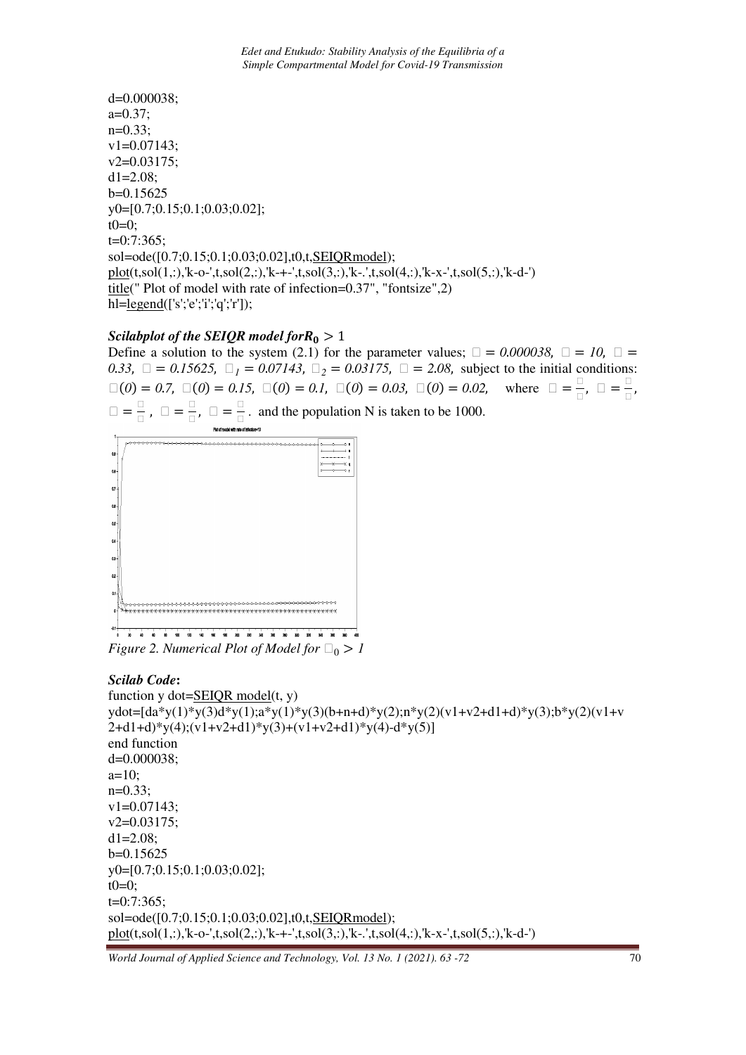```
d=0.000038;
a=0.37;
n=0.33;
v1=0.07143;
v2=0.03175;
d1=2.08;
b=0.15625
y0=[0.7;0.15;0.1;0.03;0.02];
t0=0;
t=0:7:365;
sol=ode([0.7;0.15;0.1;0.03;0.02],t0,t,SEIQRmodel);
plot(t,sol(1,:),'k-o-',t,sol(2,:),'k-+-',t,sol(3,:),'k-.',t,sol(4,:),'k-x-',t,sol(5,:),'k-d-')
title(" Plot of model with rate of infection=0.37", "fontsize",2)
hl=legend(['s';'e';'i';'q';'r']);
```

### *Scilabplot of the SEIQR model for $R_0 > 1$*

Define a solution to the system (2.1) for the parameter values; $\square$ *= 0.000038,* $\square$ *= 10,* $\square$ *= 0.33,* $\square$ *= 0.15625,* $\square_1$ *= 0.07143,* $\square_2$ *= 0.03175,* $\square$ *= 2.08,* subject to the initial conditions: $\square(0) = 0.7$, $\square(0) = 0.15$, $\square(0) = 0.1$, $\square(0) = 0.03$, $\square(0) = 0.02$, where $\square = \frac{\square}{\square}$, $\square = \frac{\square}{\square}$, $\square = \frac{\square}{\square}$, $\square = \frac{\square}{\square}$, $\square = \frac{\square}{\square}$. and the population N is taken to be 1000.

*Figure 2. Numerical Plot of Model for $\square_0 > 1$*

### *Scilab Code***:**

```
function y dot=SEIQR model(t, y)
ydot=[da*y(1)*y(3)d*y(1);a*y(1)*y(3)(b+n+d)*y(2);n*y(2)(v1+v2+d1+d)*y(3);b*y(2)(v1+v2+d1+d)*y(4);(v1+v2+d1)*y(3)+(v1+v2+d1)*y(4)-d*y(5)]
end function
d=0.000038;
a=10;
n=0.33;
v1=0.07143;
v2=0.03175;
d1=2.08;
b=0.15625
y0=[0.7;0.15;0.1;0.03;0.02];
t0=0;
t=0:7:365;
sol=ode([0.7;0.15;0.1;0.03;0.02],t0,t,SEIQRmodel);
plot(t,sol(1,:),'k-o-',t,sol(2,:),'k-+-',t,sol(3,:),'k-.',t,sol(4,:),'k-x-',t,sol(5,:),'k-d-')
```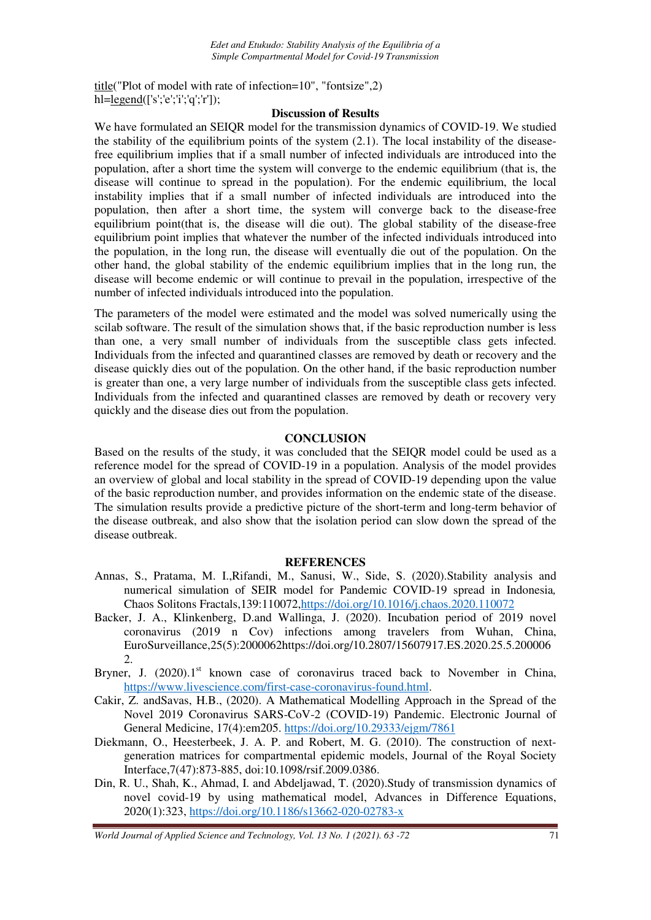```
title("Plot of model with rate of infection=10", "fontsize",2)
hl=legend(['s';'e';'i';'q';'r']);
```

## Discussion of Results

We have formulated an SEIQR model for the transmission dynamics of COVID-19. We studied the stability of the equilibrium points of the system (2.1). The local instability of the disease-free equilibrium implies that if a small number of infected individuals are introduced into the population, after a short time the system will converge to the endemic equilibrium (that is, the disease will continue to spread in the population). For the endemic equilibrium, the local instability implies that if a small number of infected individuals are introduced into the population, then after a short time, the system will converge back to the disease-free equilibrium point(that is, the disease will die out). The global stability of the disease-free equilibrium point implies that whatever the number of the infected individuals introduced into the population, in the long run, the disease will eventually die out of the population. On the other hand, the global stability of the endemic equilibrium implies that in the long run, the disease will become endemic or will continue to prevail in the population, irrespective of the number of infected individuals introduced into the population.

The parameters of the model were estimated and the model was solved numerically using the scilab software. The result of the simulation shows that, if the basic reproduction number is less than one, a very small number of individuals from the susceptible class gets infected. Individuals from the infected and quarantined classes are removed by death or recovery and the disease quickly dies out of the population. On the other hand, if the basic reproduction number is greater than one, a very large number of individuals from the susceptible class gets infected. Individuals from the infected and quarantined classes are removed by death or recovery very quickly and the disease dies out from the population.

## CONCLUSION

Based on the results of the study, it was concluded that the SEIQR model could be used as a reference model for the spread of COVID-19 in a population. Analysis of the model provides an overview of global and local stability in the spread of COVID-19 depending upon the value of the basic reproduction number, and provides information on the endemic state of the disease. The simulation results provide a predictive picture of the short-term and long-term behavior of the disease outbreak, and also show that the isolation period can slow down the spread of the disease outbreak.

## REFERENCES

Annas, S., Pratama, M. I.,Rifandi, M., Sanusi, W., Side, S. (2020).Stability analysis and numerical simulation of SEIR model for Pandemic COVID-19 spread in Indonesia*,* Chaos Solitons Fractals,139:110072,https://doi.org/10.1016/j.chaos.2020.110072

Backer, J. A., Klinkenberg, D.and Wallinga, J. (2020). Incubation period of 2019 novel coronavirus (2019 n Cov) infections among travelers from Wuhan, China, EuroSurveillance,25(5):2000062https://doi.org/10.2807/15607917.ES.2020.25.5.2000062.

Bryner, J. (2020).1st known case of coronavirus traced back to November in China, https://www.livescience.com/first-case-coronavirus-found.html.

Cakir, Z. andSavas, H.B., (2020). A Mathematical Modelling Approach in the Spread of the Novel 2019 Coronavirus SARS-CoV-2 (COVID-19) Pandemic. Electronic Journal of General Medicine, 17(4):em205. https://doi.org/10.29333/ejgm/7861

Diekmann, O., Heesterbeek, J. A. P. and Robert, M. G. (2010). The construction of next-generation matrices for compartmental epidemic models, Journal of the Royal Society Interface,7(47):873-885, doi:10.1098/rsif.2009.0386.

Din, R. U., Shah, K., Ahmad, I. and Abdeljawad, T. (2020).Study of transmission dynamics of novel covid-19 by using mathematical model, Advances in Difference Equations, 2020(1):323, https://doi.org/10.1186/s13662-020-02783-x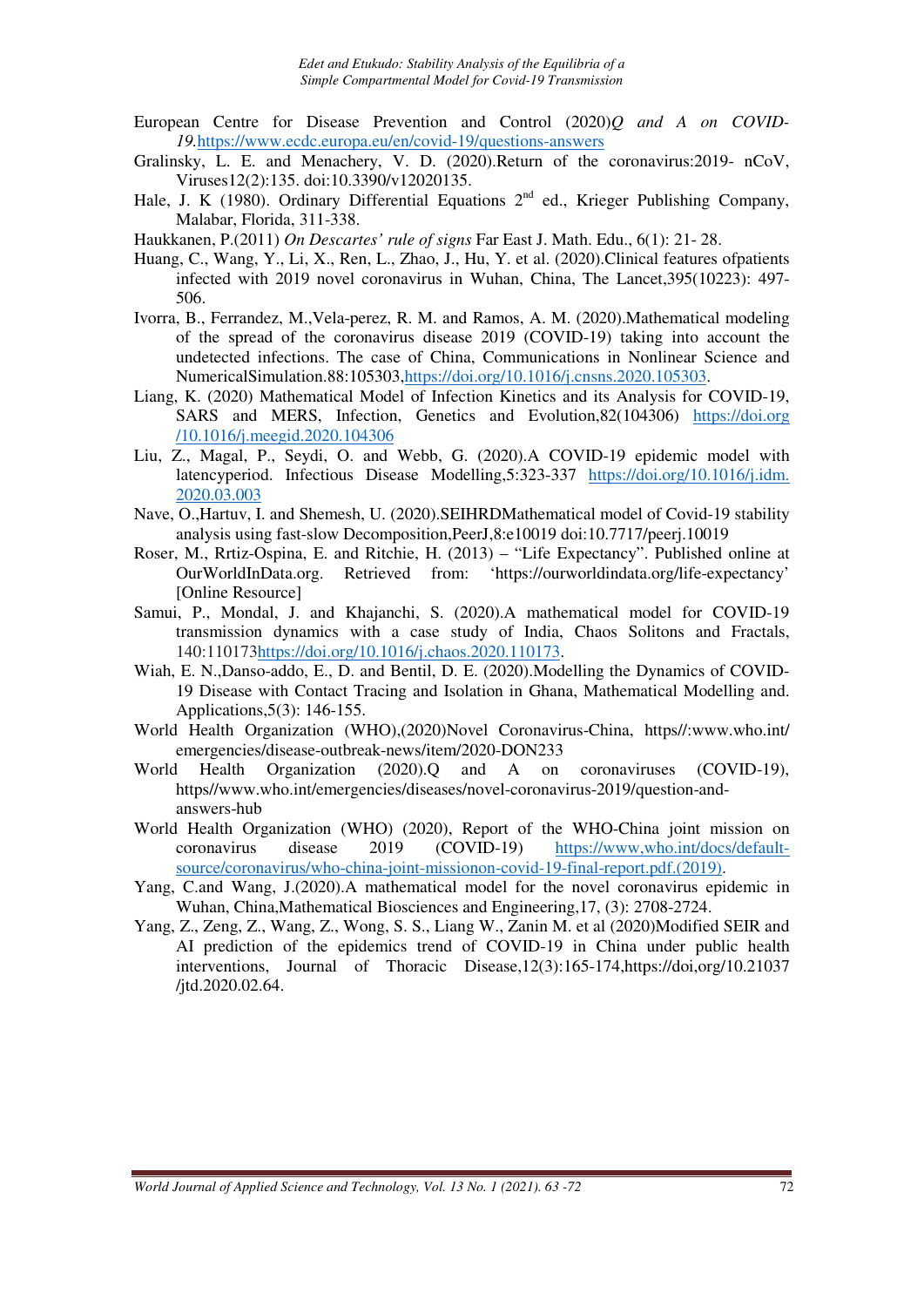European Centre for Disease Prevention and Control (2020)*Q and A on COVID-19.*https://www.ecdc.europa.eu/en/covid-19/questions-answers

Gralinsky, L. E. and Menachery, V. D. (2020).Return of the coronavirus:2019- nCoV, Viruses12(2):135. doi:10.3390/v12020135.

Hale, J. K (1980). Ordinary Differential Equations 2nd ed., Krieger Publishing Company, Malabar, Florida, 311-338.

Haukkanen, P.(2011) *On Descartes' rule of signs* Far East J. Math. Edu., 6(1): 21- 28.

Huang, C., Wang, Y., Li, X., Ren, L., Zhao, J., Hu, Y. et al. (2020).Clinical features ofpatients infected with 2019 novel coronavirus in Wuhan, China, The Lancet,395(10223): 497-506.

Ivorra, B., Ferrandez, M.,Vela-perez, R. M. and Ramos, A. M. (2020).Mathematical modeling of the spread of the coronavirus disease 2019 (COVID-19) taking into account the undetected infections. The case of China, Communications in Nonlinear Science and NumericalSimulation.88:105303,https://doi.org/10.1016/j.cnsns.2020.105303.

Liang, K. (2020) Mathematical Model of Infection Kinetics and its Analysis for COVID-19, SARS and MERS, Infection, Genetics and Evolution,82(104306) https://doi.org/10.1016/j.meegid.2020.104306

Liu, Z., Magal, P., Seydi, O. and Webb, G. (2020).A COVID-19 epidemic model with latencyperiod. Infectious Disease Modelling,5:323-337 https://doi.org/10.1016/j.idm.2020.03.003

Nave, O.,Hartuv, I. and Shemesh, U. (2020).SEIHRDMathematical model of Covid-19 stability analysis using fast-slow Decomposition,PeerJ,8:e10019 doi:10.7717/peerj.10019

Roser, M., Rrtiz-Ospina, E. and Ritchie, H. (2013) – "Life Expectancy". Published online at OurWorldInData.org. Retrieved from: 'https://ourworldindata.org/life-expectancy' [Online Resource]

Samui, P., Mondal, J. and Khajanchi, S. (2020).A mathematical model for COVID-19 transmission dynamics with a case study of India, Chaos Solitons and Fractals, 140:110173https://doi.org/10.1016/j.chaos.2020.110173.

Wiah, E. N.,Danso-addo, E., D. and Bentil, D. E. (2020).Modelling the Dynamics of COVID-19 Disease with Contact Tracing and Isolation in Ghana, Mathematical Modelling and. Applications,5(3): 146-155.

World Health Organization (WHO),(2020)Novel Coronavirus-China, https//:www.who.int/emergencies/disease-outbreak-news/item/2020-DON233

World Health Organization (2020).Q and A on coronaviruses (COVID-19), https//www.who.int/emergencies/diseases/novel-coronavirus-2019/question-and-answers-hub

World Health Organization (WHO) (2020), Report of the WHO-China joint mission on coronavirus disease 2019 (COVID-19) https://www,who.int/docs/default-source/coronavirus/who-china-joint-missionon-covid-19-final-report.pdf.(2019).

Yang, C.and Wang, J.(2020).A mathematical model for the novel coronavirus epidemic in Wuhan, China,Mathematical Biosciences and Engineering,17, (3): 2708-2724.

Yang, Z., Zeng, Z., Wang, Z., Wong, S. S., Liang W., Zanin M. et al (2020)Modified SEIR and AI prediction of the epidemics trend of COVID-19 in China under public health interventions, Journal of Thoracic Disease,12(3):165-174,https://doi,org/10.21037/jtd.2020.02.64.